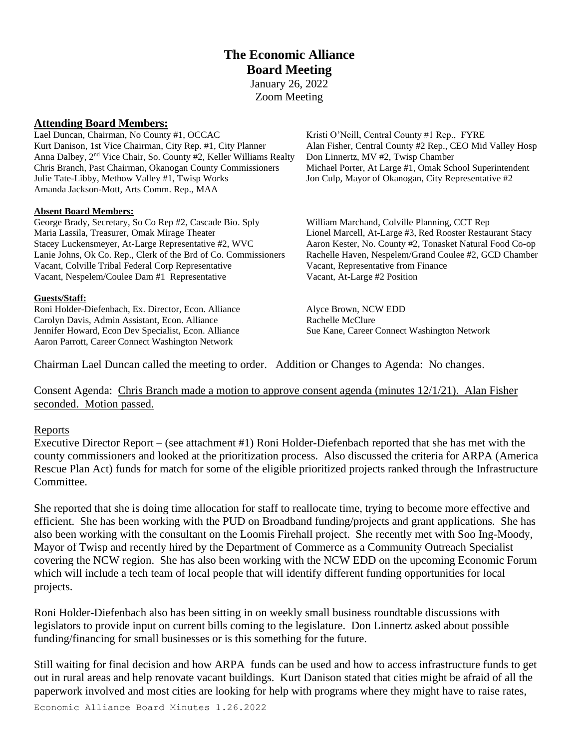# The Economic Alliance
## Board Meeting

January 26, 2022
Zoom Meeting

**Attending Board Members:**

Lael Duncan, Chairman, No County #1, OCCAC
Kurt Danison, 1st Vice Chairman, City Rep. #1, City Planner
Anna Dalbey, 2nd Vice Chair, So. County #2, Keller Williams Realty
Chris Branch, Past Chairman, Okanogan County Commissioners
Julie Tate-Libby, Methow Valley #1, Twisp Works
Amanda Jackson-Mott, Arts Comm. Rep., MAA
Kristi O'Neill, Central County #1 Rep., FYRE
Alan Fisher, Central County #2 Rep., CEO Mid Valley Hosp
Don Linnertz, MV #2, Twisp Chamber
Michael Porter, At Large #1, Omak School Superintendent
Jon Culp, Mayor of Okanogan, City Representative #2

**Absent Board Members:**

George Brady, Secretary, So Co Rep #2, Cascade Bio. Sply
Maria Lassila, Treasurer, Omak Mirage Theater
Stacey Luckensmeyer, At-Large Representative #2, WVC
Lanie Johns, Ok Co. Rep., Clerk of the Brd of Co. Commissioners
Vacant, Colville Tribal Federal Corp Representative
Vacant, Nespelem/Coulee Dam #1 Representative
William Marchand, Colville Planning, CCT Rep
Lionel Marcell, At-Large #3, Red Rooster Restaurant Stacy
Aaron Kester, No. County #2, Tonasket Natural Food Co-op
Rachelle Haven, Nespelem/Grand Coulee #2, GCD Chamber
Vacant, Representative from Finance
Vacant, At-Large #2 Position

**Guests/Staff:**

Roni Holder-Diefenbach, Ex. Director, Econ. Alliance
Carolyn Davis, Admin Assistant, Econ. Alliance
Jennifer Howard, Econ Dev Specialist, Econ. Alliance
Aaron Parrott, Career Connect Washington Network
Alyce Brown, NCW EDD
Rachelle McClure
Sue Kane, Career Connect Washington Network

Chairman Lael Duncan called the meeting to order. Addition or Changes to Agenda: No changes.

Consent Agenda: Chris Branch made a motion to approve consent agenda (minutes 12/1/21). Alan Fisher seconded. Motion passed.

Reports

Executive Director Report – (see attachment #1) Roni Holder-Diefenbach reported that she has met with the county commissioners and looked at the prioritization process. Also discussed the criteria for ARPA (America Rescue Plan Act) funds for match for some of the eligible prioritized projects ranked through the Infrastructure Committee.

She reported that she is doing time allocation for staff to reallocate time, trying to become more effective and efficient. She has been working with the PUD on Broadband funding/projects and grant applications. She has also been working with the consultant on the Loomis Firehall project. She recently met with Soo Ing-Moody, Mayor of Twisp and recently hired by the Department of Commerce as a Community Outreach Specialist covering the NCW region. She has also been working with the NCW EDD on the upcoming Economic Forum which will include a tech team of local people that will identify different funding opportunities for local projects.

Roni Holder-Diefenbach also has been sitting in on weekly small business roundtable discussions with legislators to provide input on current bills coming to the legislature. Don Linnertz asked about possible funding/financing for small businesses or is this something for the future.

Still waiting for final decision and how ARPA funds can be used and how to access infrastructure funds to get out in rural areas and help renovate vacant buildings. Kurt Danison stated that cities might be afraid of all the paperwork involved and most cities are looking for help with programs where they might have to raise rates,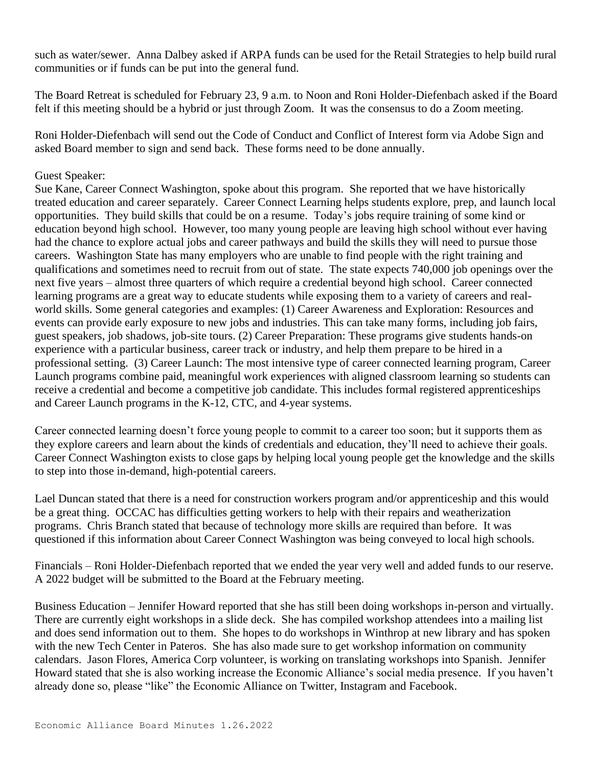such as water/sewer. Anna Dalbey asked if ARPA funds can be used for the Retail Strategies to help build rural communities or if funds can be put into the general fund.

The Board Retreat is scheduled for February 23, 9 a.m. to Noon and Roni Holder-Diefenbach asked if the Board felt if this meeting should be a hybrid or just through Zoom. It was the consensus to do a Zoom meeting.

Roni Holder-Diefenbach will send out the Code of Conduct and Conflict of Interest form via Adobe Sign and asked Board member to sign and send back. These forms need to be done annually.

Guest Speaker:
Sue Kane, Career Connect Washington, spoke about this program. She reported that we have historically treated education and career separately. Career Connect Learning helps students explore, prep, and launch local opportunities. They build skills that could be on a resume. Today's jobs require training of some kind or education beyond high school. However, too many young people are leaving high school without ever having had the chance to explore actual jobs and career pathways and build the skills they will need to pursue those careers. Washington State has many employers who are unable to find people with the right training and qualifications and sometimes need to recruit from out of state. The state expects 740,000 job openings over the next five years – almost three quarters of which require a credential beyond high school. Career connected learning programs are a great way to educate students while exposing them to a variety of careers and real-world skills. Some general categories and examples: (1) Career Awareness and Exploration: Resources and events can provide early exposure to new jobs and industries. This can take many forms, including job fairs, guest speakers, job shadows, job-site tours. (2) Career Preparation: These programs give students hands-on experience with a particular business, career track or industry, and help them prepare to be hired in a professional setting. (3) Career Launch: The most intensive type of career connected learning program, Career Launch programs combine paid, meaningful work experiences with aligned classroom learning so students can receive a credential and become a competitive job candidate. This includes formal registered apprenticeships and Career Launch programs in the K-12, CTC, and 4-year systems.

Career connected learning doesn't force young people to commit to a career too soon; but it supports them as they explore careers and learn about the kinds of credentials and education, they'll need to achieve their goals. Career Connect Washington exists to close gaps by helping local young people get the knowledge and the skills to step into those in-demand, high-potential careers.

Lael Duncan stated that there is a need for construction workers program and/or apprenticeship and this would be a great thing. OCCAC has difficulties getting workers to help with their repairs and weatherization programs. Chris Branch stated that because of technology more skills are required than before. It was questioned if this information about Career Connect Washington was being conveyed to local high schools.

Financials – Roni Holder-Diefenbach reported that we ended the year very well and added funds to our reserve. A 2022 budget will be submitted to the Board at the February meeting.

Business Education – Jennifer Howard reported that she has still been doing workshops in-person and virtually. There are currently eight workshops in a slide deck. She has compiled workshop attendees into a mailing list and does send information out to them. She hopes to do workshops in Winthrop at new library and has spoken with the new Tech Center in Pateros. She has also made sure to get workshop information on community calendars. Jason Flores, America Corp volunteer, is working on translating workshops into Spanish. Jennifer Howard stated that she is also working increase the Economic Alliance's social media presence. If you haven't already done so, please "like" the Economic Alliance on Twitter, Instagram and Facebook.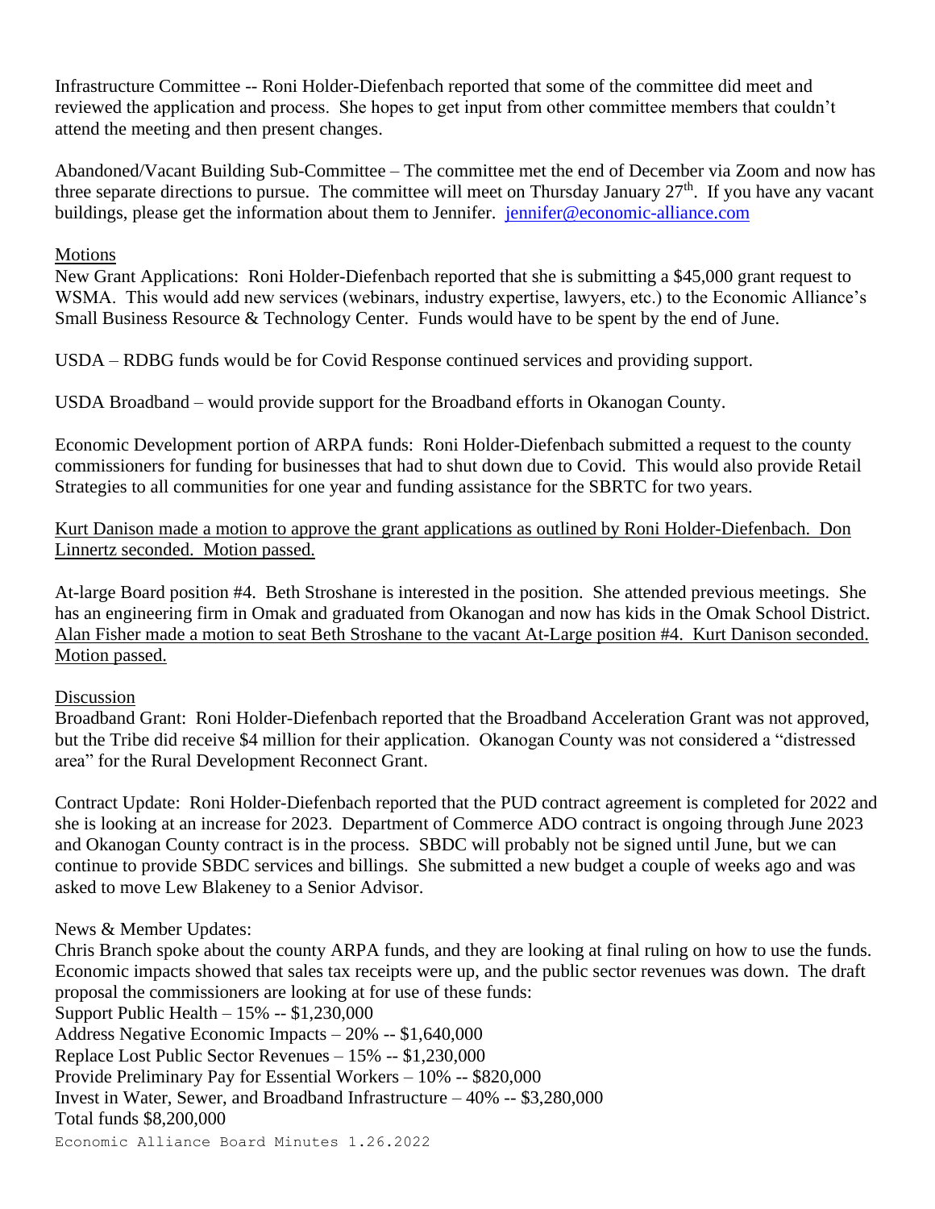Infrastructure Committee -- Roni Holder-Diefenbach reported that some of the committee did meet and reviewed the application and process. She hopes to get input from other committee members that couldn't attend the meeting and then present changes.

Abandoned/Vacant Building Sub-Committee – The committee met the end of December via Zoom and now has three separate directions to pursue. The committee will meet on Thursday January 27th. If you have any vacant buildings, please get the information about them to Jennifer. jennifer@economic-alliance.com

Motions

New Grant Applications: Roni Holder-Diefenbach reported that she is submitting a $45,000 grant request to WSMA. This would add new services (webinars, industry expertise, lawyers, etc.) to the Economic Alliance's Small Business Resource & Technology Center. Funds would have to be spent by the end of June.

USDA – RDBG funds would be for Covid Response continued services and providing support.

USDA Broadband – would provide support for the Broadband efforts in Okanogan County.

Economic Development portion of ARPA funds: Roni Holder-Diefenbach submitted a request to the county commissioners for funding for businesses that had to shut down due to Covid. This would also provide Retail Strategies to all communities for one year and funding assistance for the SBRTC for two years.

Kurt Danison made a motion to approve the grant applications as outlined by Roni Holder-Diefenbach. Don Linnertz seconded. Motion passed.

At-large Board position #4. Beth Stroshane is interested in the position. She attended previous meetings. She has an engineering firm in Omak and graduated from Okanogan and now has kids in the Omak School District. Alan Fisher made a motion to seat Beth Stroshane to the vacant At-Large position #4. Kurt Danison seconded. Motion passed.

Discussion

Broadband Grant: Roni Holder-Diefenbach reported that the Broadband Acceleration Grant was not approved, but the Tribe did receive $4 million for their application. Okanogan County was not considered a "distressed area" for the Rural Development Reconnect Grant.

Contract Update: Roni Holder-Diefenbach reported that the PUD contract agreement is completed for 2022 and she is looking at an increase for 2023. Department of Commerce ADO contract is ongoing through June 2023 and Okanogan County contract is in the process. SBDC will probably not be signed until June, but we can continue to provide SBDC services and billings. She submitted a new budget a couple of weeks ago and was asked to move Lew Blakeney to a Senior Advisor.

News & Member Updates:

Chris Branch spoke about the county ARPA funds, and they are looking at final ruling on how to use the funds. Economic impacts showed that sales tax receipts were up, and the public sector revenues was down. The draft proposal the commissioners are looking at for use of these funds:

Support Public Health – 15% -- $1,230,000
Address Negative Economic Impacts – 20% -- $1,640,000
Replace Lost Public Sector Revenues – 15% -- $1,230,000
Provide Preliminary Pay for Essential Workers – 10% -- $820,000
Invest in Water, Sewer, and Broadband Infrastructure – 40% -- $3,280,000
Total funds $8,200,000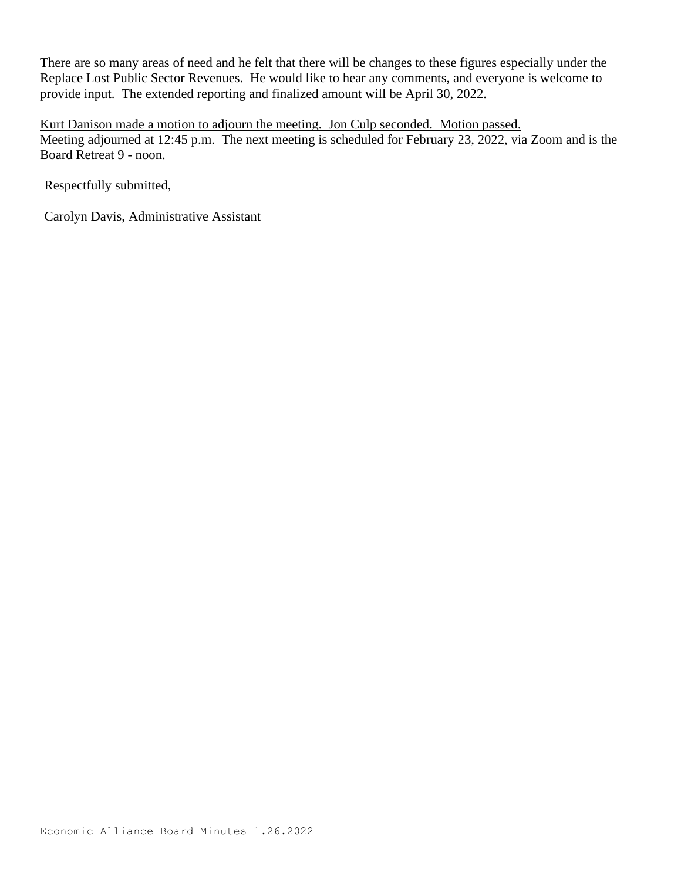There are so many areas of need and he felt that there will be changes to these figures especially under the Replace Lost Public Sector Revenues. He would like to hear any comments, and everyone is welcome to provide input. The extended reporting and finalized amount will be April 30, 2022.

<u>Kurt Danison made a motion to adjourn the meeting. Jon Culp seconded. Motion passed.</u>
Meeting adjourned at 12:45 p.m. The next meeting is scheduled for February 23, 2022, via Zoom and is the Board Retreat 9 - noon.

Respectfully submitted,

Carolyn Davis, Administrative Assistant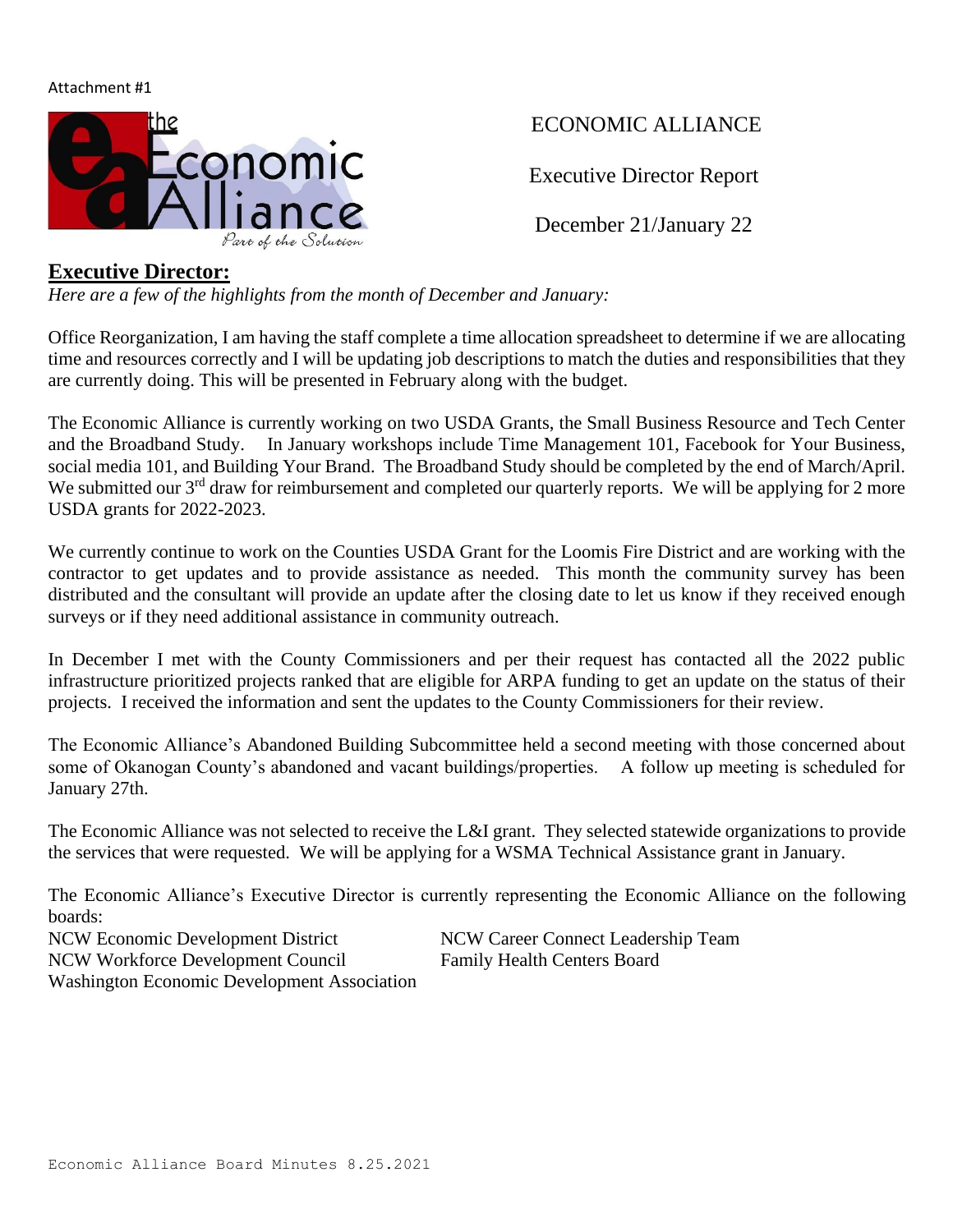Attachment #1

ECONOMIC ALLIANCE

Executive Director Report

December 21/January 22

## Executive Director:

*Here are a few of the highlights from the month of December and January:*

Office Reorganization, I am having the staff complete a time allocation spreadsheet to determine if we are allocating time and resources correctly and I will be updating job descriptions to match the duties and responsibilities that they are currently doing. This will be presented in February along with the budget.

The Economic Alliance is currently working on two USDA Grants, the Small Business Resource and Tech Center and the Broadband Study. In January workshops include Time Management 101, Facebook for Your Business, social media 101, and Building Your Brand. The Broadband Study should be completed by the end of March/April. We submitted our 3rd draw for reimbursement and completed our quarterly reports. We will be applying for 2 more USDA grants for 2022-2023.

We currently continue to work on the Counties USDA Grant for the Loomis Fire District and are working with the contractor to get updates and to provide assistance as needed. This month the community survey has been distributed and the consultant will provide an update after the closing date to let us know if they received enough surveys or if they need additional assistance in community outreach.

In December I met with the County Commissioners and per their request has contacted all the 2022 public infrastructure prioritized projects ranked that are eligible for ARPA funding to get an update on the status of their projects. I received the information and sent the updates to the County Commissioners for their review.

The Economic Alliance's Abandoned Building Subcommittee held a second meeting with those concerned about some of Okanogan County's abandoned and vacant buildings/properties. A follow up meeting is scheduled for January 27th.

The Economic Alliance was not selected to receive the L&I grant. They selected statewide organizations to provide the services that were requested. We will be applying for a WSMA Technical Assistance grant in January.

The Economic Alliance's Executive Director is currently representing the Economic Alliance on the following boards:

- NCW Economic Development District
- NCW Workforce Development Council
- Washington Economic Development Association
- NCW Career Connect Leadership Team
- Family Health Centers Board